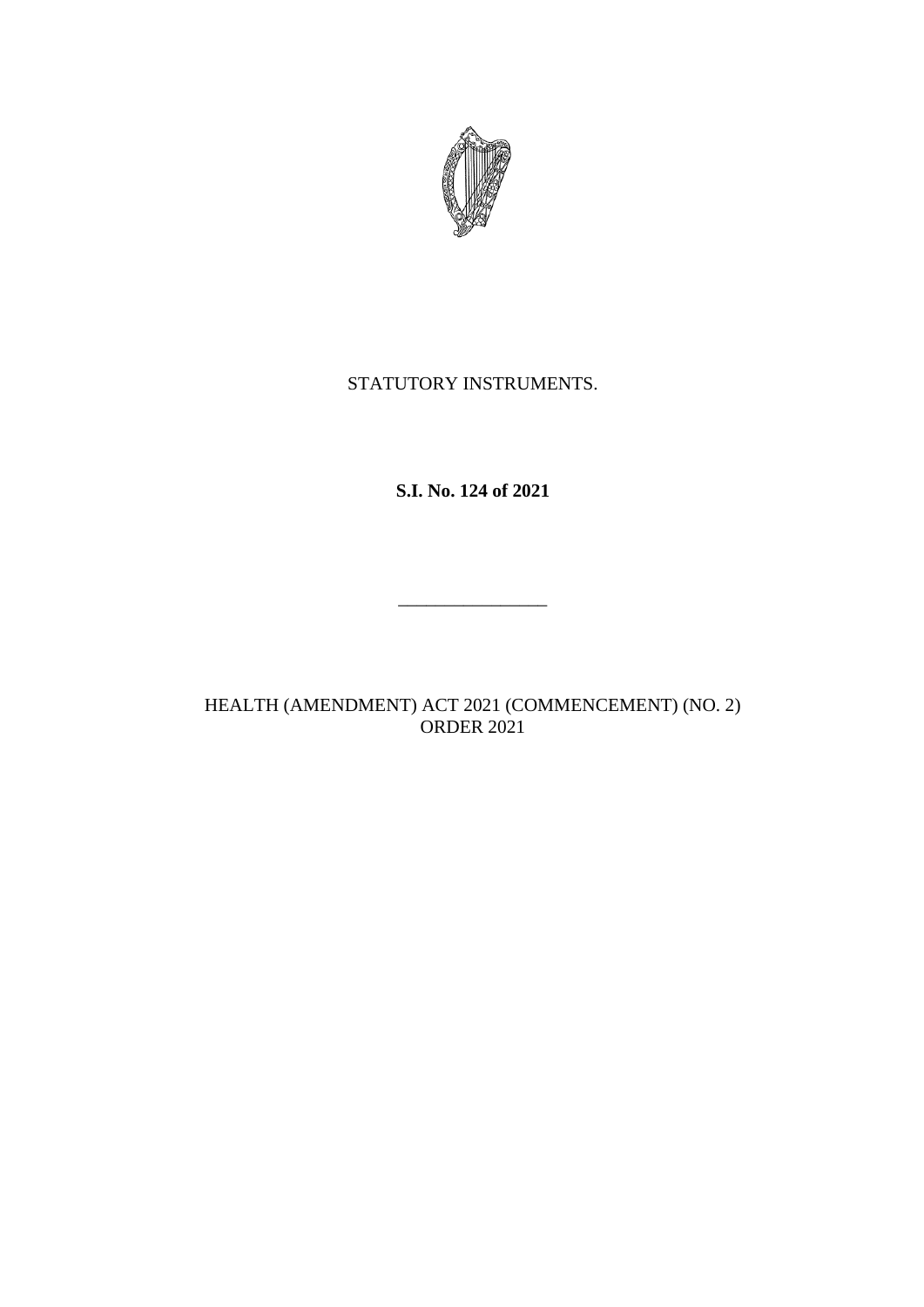STATUTORY INSTRUMENTS.

**S.I. No. 124 of 2021**

---

HEALTH (AMENDMENT) ACT 2021 (COMMENCEMENT) (NO. 2) ORDER 2021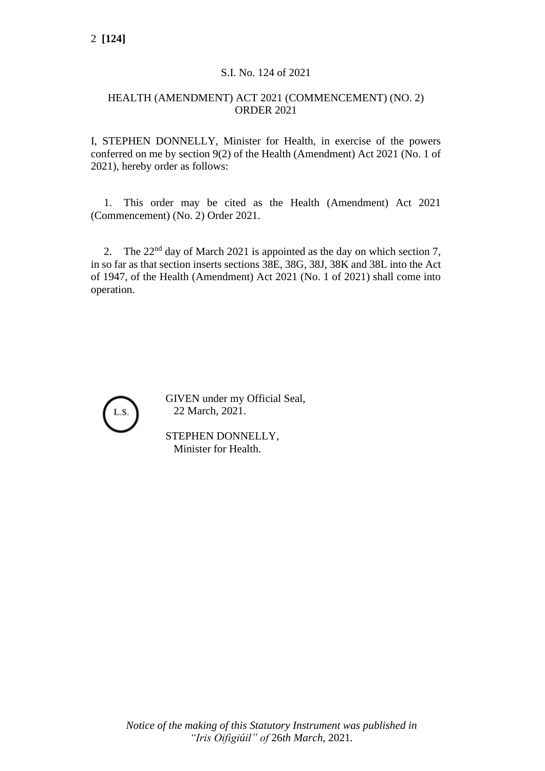S.I. No. 124 of 2021

HEALTH (AMENDMENT) ACT 2021 (COMMENCEMENT) (NO. 2) ORDER 2021

I, STEPHEN DONNELLY, Minister for Health, in exercise of the powers conferred on me by section 9(2) of the Health (Amendment) Act 2021 (No. 1 of 2021), hereby order as follows:

1. This order may be cited as the Health (Amendment) Act 2021 (Commencement) (No. 2) Order 2021.

2. The 22nd day of March 2021 is appointed as the day on which section 7, in so far as that section inserts sections 38E, 38G, 38J, 38K and 38L into the Act of 1947, of the Health (Amendment) Act 2021 (No. 1 of 2021) shall come into operation.

L.S.

GIVEN under my Official Seal,
22 March, 2021.

STEPHEN DONNELLY,
Minister for Health.

*Notice of the making of this Statutory Instrument was published in "Iris Oifigiúil" of 26th March, 2021.*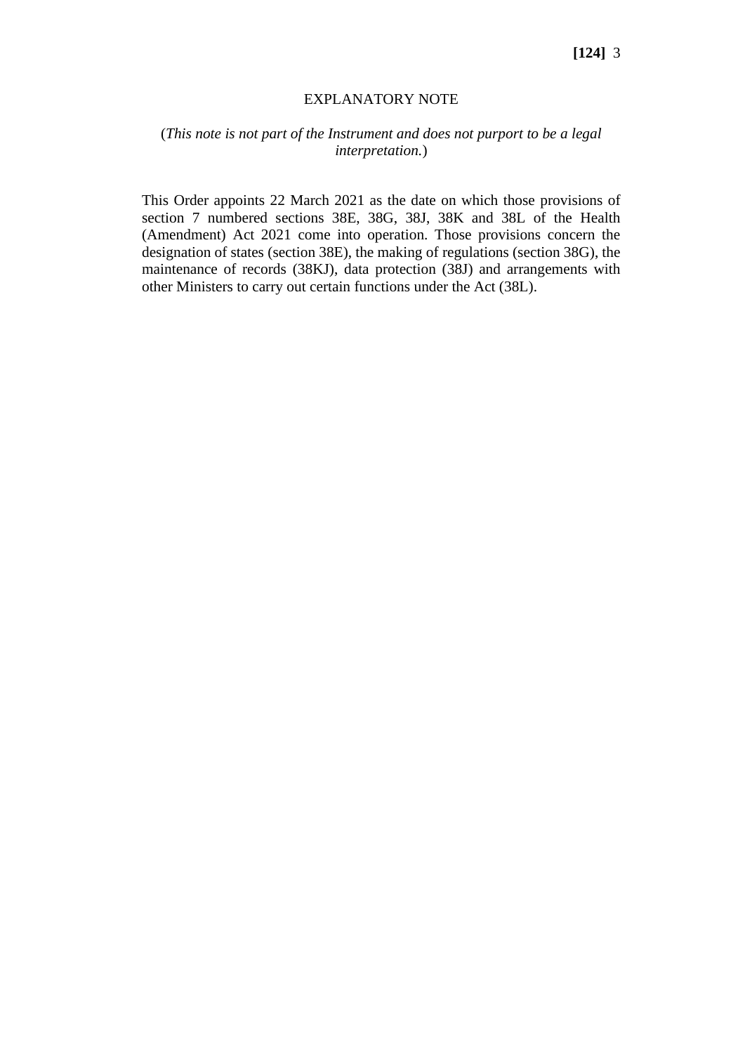# EXPLANATORY NOTE

(*This note is not part of the Instrument and does not purport to be a legal interpretation.*)

This Order appoints 22 March 2021 as the date on which those provisions of section 7 numbered sections 38E, 38G, 38J, 38K and 38L of the Health (Amendment) Act 2021 come into operation. Those provisions concern the designation of states (section 38E), the making of regulations (section 38G), the maintenance of records (38KJ), data protection (38J) and arrangements with other Ministers to carry out certain functions under the Act (38L).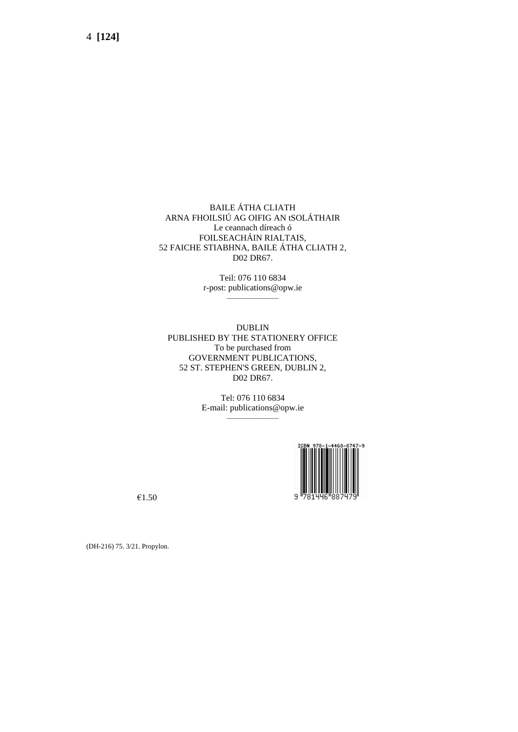[124]

BAILE ÁTHA CLIATH
ARNA FHOILSIÚ AG OIFIG AN tSOLÁTHAIR
Le ceannach díreach ó
FOILSEACHÁIN RIALTAIS,
52 FAICHE STIABHNA, BAILE ÁTHA CLIATH 2,
D02 DR67.

Teil: 076 110 6834
r-post: publications@opw.ie

---

DUBLIN
PUBLISHED BY THE STATIONERY OFFICE
To be purchased from
GOVERNMENT PUBLICATIONS,
52 ST. STEPHEN'S GREEN, DUBLIN 2,
D02 DR67.

Tel: 076 110 6834
E-mail: publications@opw.ie

---

ISBN 978-1-4468-8747-9

9 781446 887479

€1.50

(DH-216) 75. 3/21. Propylon.